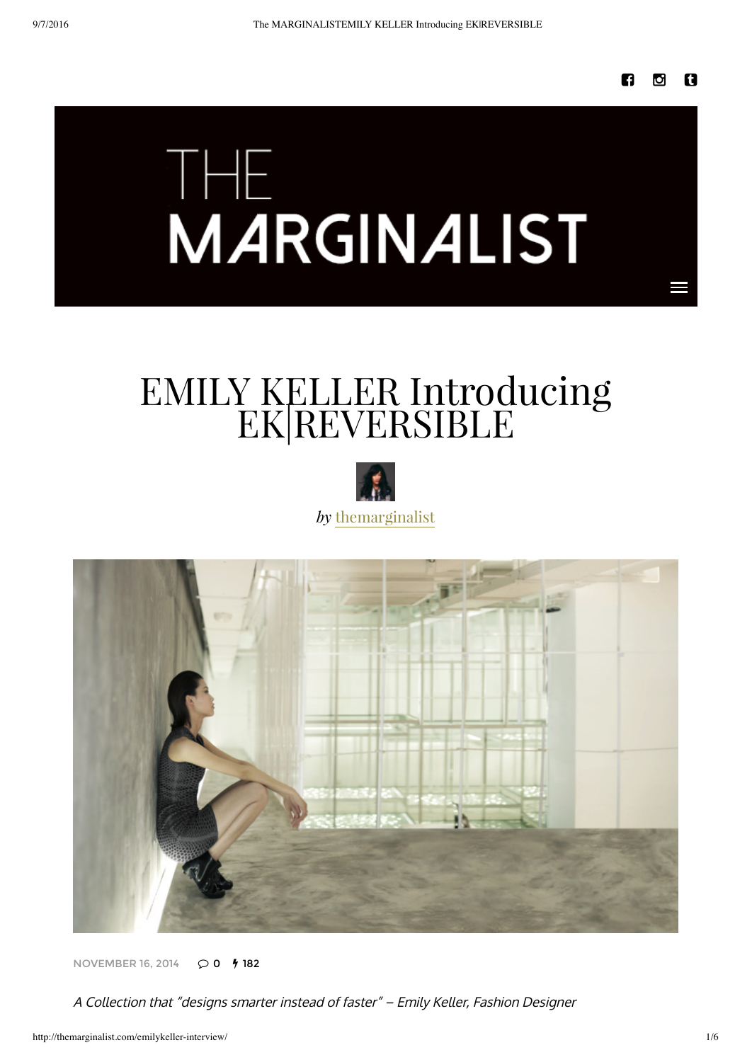# THE MARGINALIST

# EMILY KELLER Introducing EK|REVERSIBLE

*by* themarginalist

NOVEMBER 16, 2014 0 182

*A Collection that "designs smarter instead of faster" – Emily Keller, Fashion Designer*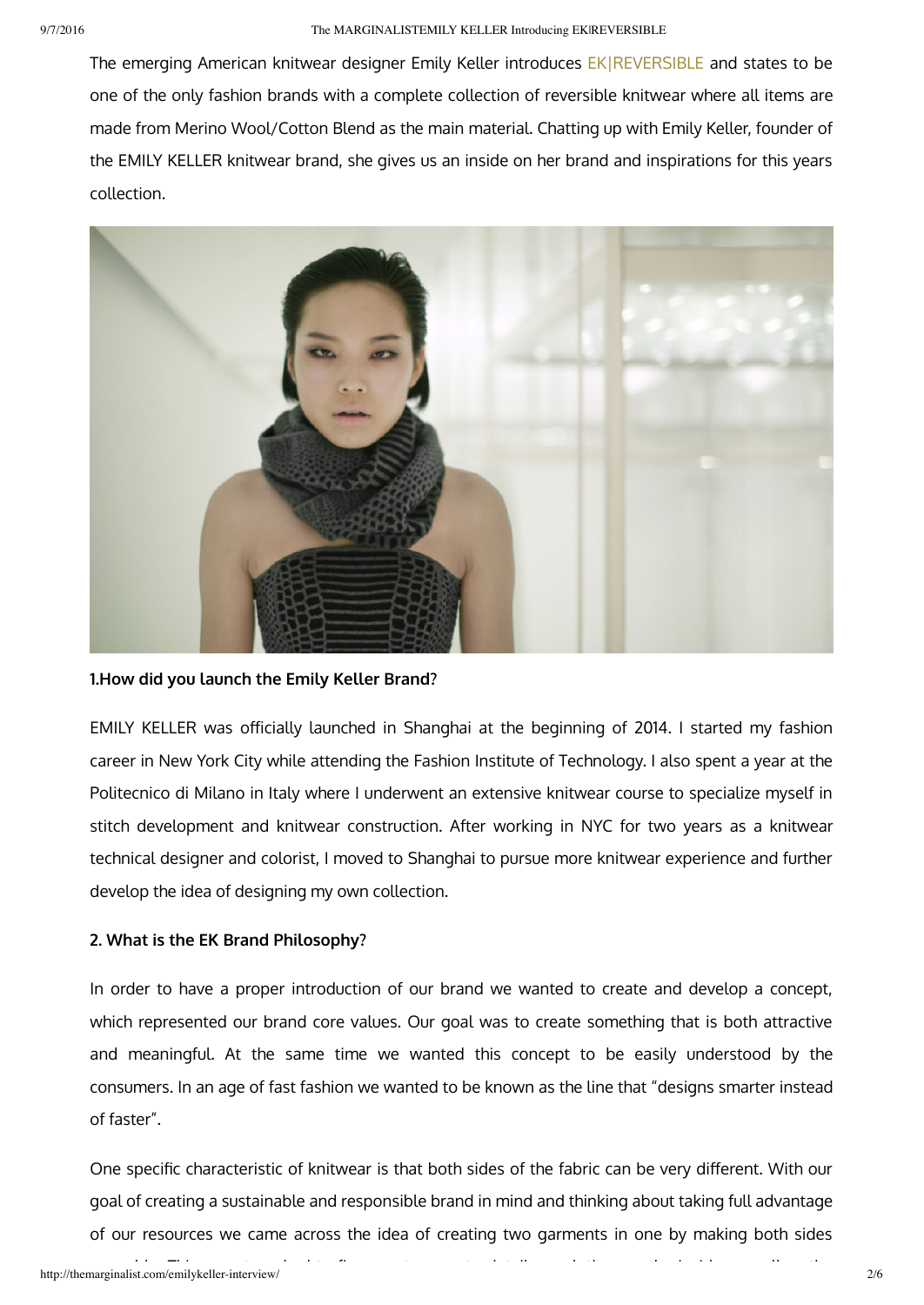The emerging American knitwear designer Emily Keller introduces EK|REVERSIBLE and states to be one of the only fashion brands with a complete collection of reversible knitwear where all items are made from Merino Wool/Cotton Blend as the main material. Chatting up with Emily Keller, founder of the EMILY KELLER knitwear brand, she gives us an inside on her brand and inspirations for this years collection.

**1.How did you launch the Emily Keller Brand?**

EMILY KELLER was officially launched in Shanghai at the beginning of 2014. I started my fashion career in New York City while attending the Fashion Institute of Technology. I also spent a year at the Politecnico di Milano in Italy where I underwent an extensive knitwear course to specialize myself in stitch development and knitwear construction. After working in NYC for two years as a knitwear technical designer and colorist, I moved to Shanghai to pursue more knitwear experience and further develop the idea of designing my own collection.

**2. What is the EK Brand Philosophy?**

In order to have a proper introduction of our brand we wanted to create and develop a concept, which represented our brand core values. Our goal was to create something that is both attractive and meaningful. At the same time we wanted this concept to be easily understood by the consumers. In an age of fast fashion we wanted to be known as the line that "designs smarter instead of faster".

One specific characteristic of knitwear is that both sides of the fabric can be very different. With our goal of creating a sustainable and responsible brand in mind and thinking about taking full advantage of our resources we came across the idea of creating two garments in one by making both sides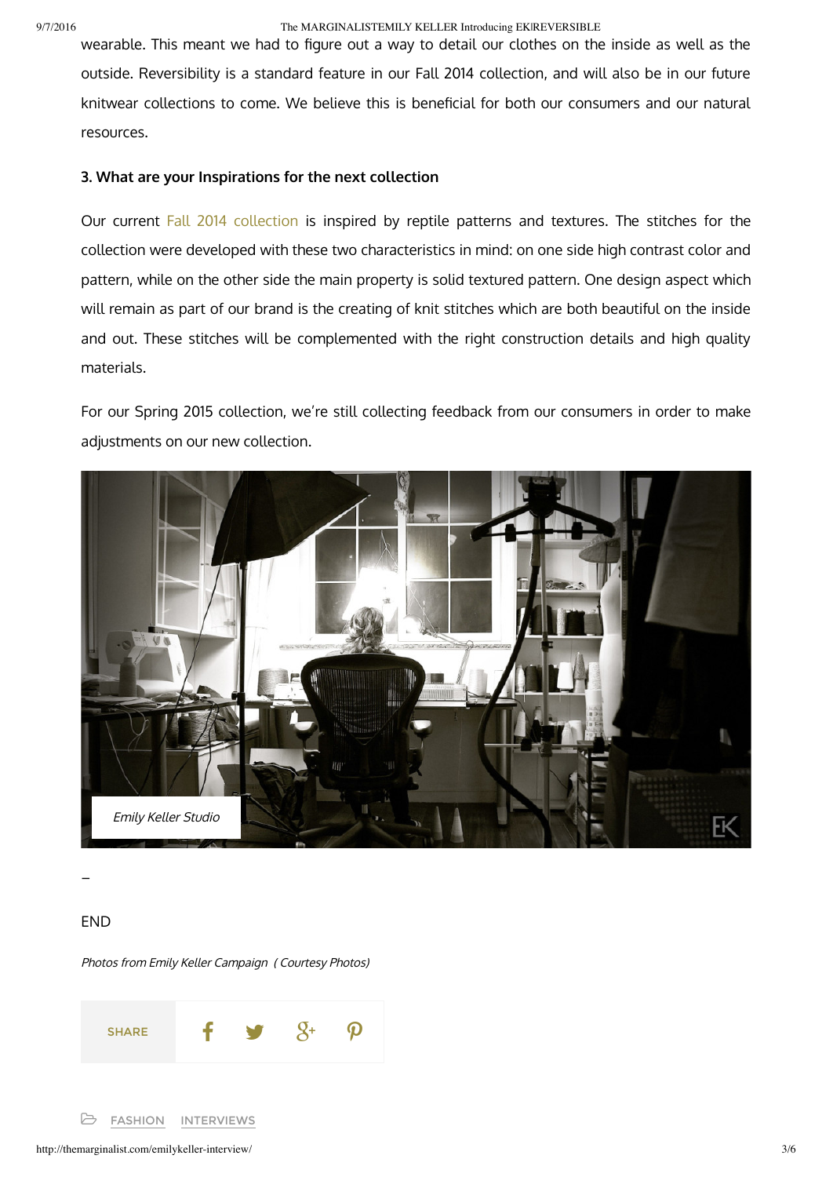wearable. This meant we had to figure out a way to detail our clothes on the inside as well as the outside. Reversibility is a standard feature in our Fall 2014 collection, and will also be in our future knitwear collections to come. We believe this is beneficial for both our consumers and our natural resources.

### 3. What are your Inspirations for the next collection

Our current Fall 2014 collection is inspired by reptile patterns and textures. The stitches for the collection were developed with these two characteristics in mind: on one side high contrast color and pattern, while on the other side the main property is solid textured pattern. One design aspect which will remain as part of our brand is the creating of knit stitches which are both beautiful on the inside and out. These stitches will be complemented with the right construction details and high quality materials.

For our Spring 2015 collection, we're still collecting feedback from our consumers in order to make adjustments on our new collection.

*Emily Keller Studio*

–

END

*Photos from Emily Keller Campaign ( Courtesy Photos)*

SHARE

FASHION INTERVIEWS